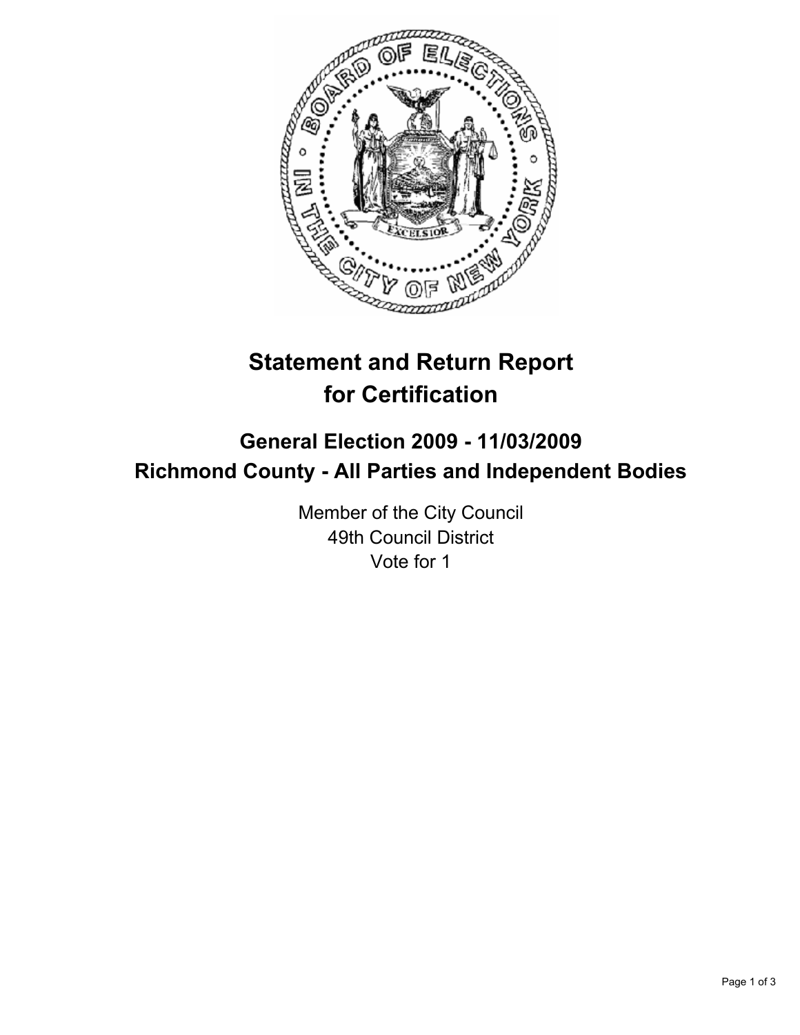# Statement and Return Report for Certification

## General Election 2009 - 11/03/2009
## Richmond County - All Parties and Independent Bodies

Member of the City Council
49th Council District
Vote for 1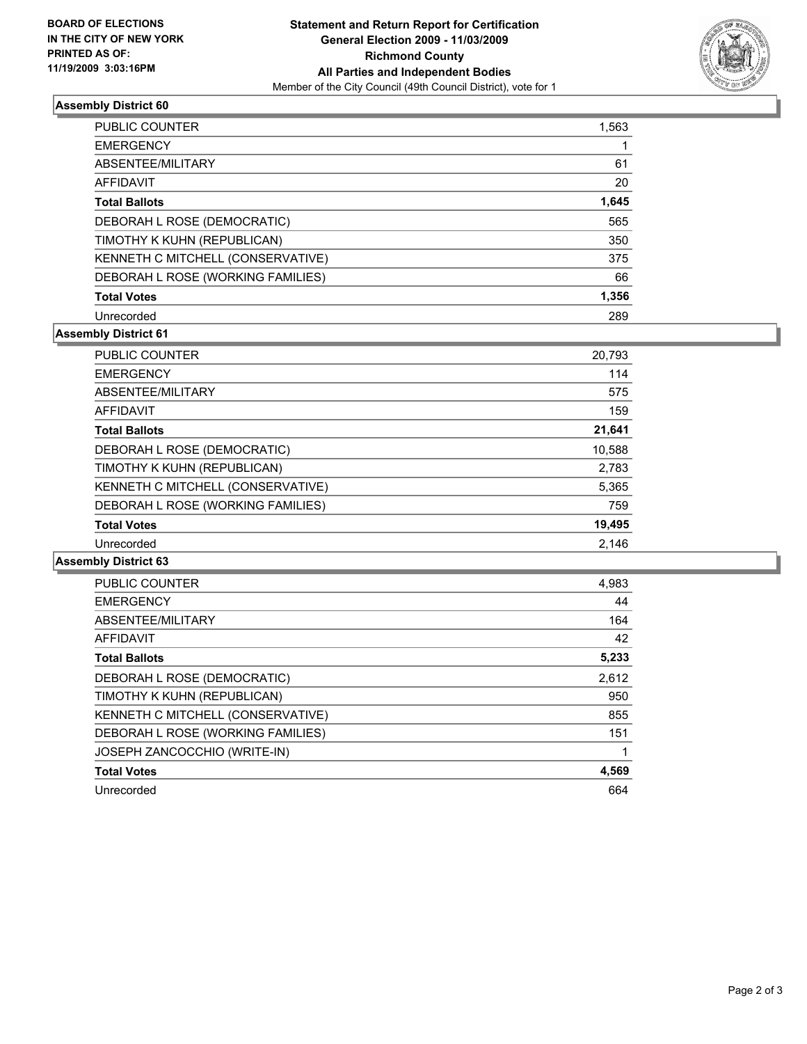**BOARD OF ELECTIONS IN THE CITY OF NEW YORK PRINTED AS OF: 11/19/2009 3:03:16PM**

**Statement and Return Report for Certification**
**General Election 2009 - 11/03/2009**
**Richmond County**
**All Parties and Independent Bodies**
Member of the City Council (49th Council District), vote for 1

## Assembly District 60

| | |
|---|---|
| PUBLIC COUNTER | 1,563 |
| EMERGENCY | 1 |
| ABSENTEE/MILITARY | 61 |
| AFFIDAVIT | 20 |
| **Total Ballots** | **1,645** |
| DEBORAH L ROSE (DEMOCRATIC) | 565 |
| TIMOTHY K KUHN (REPUBLICAN) | 350 |
| KENNETH C MITCHELL (CONSERVATIVE) | 375 |
| DEBORAH L ROSE (WORKING FAMILIES) | 66 |
| **Total Votes** | **1,356** |
| Unrecorded | 289 |

## Assembly District 61

| | |
|---|---|
| PUBLIC COUNTER | 20,793 |
| EMERGENCY | 114 |
| ABSENTEE/MILITARY | 575 |
| AFFIDAVIT | 159 |
| **Total Ballots** | **21,641** |
| DEBORAH L ROSE (DEMOCRATIC) | 10,588 |
| TIMOTHY K KUHN (REPUBLICAN) | 2,783 |
| KENNETH C MITCHELL (CONSERVATIVE) | 5,365 |
| DEBORAH L ROSE (WORKING FAMILIES) | 759 |
| **Total Votes** | **19,495** |
| Unrecorded | 2,146 |

## Assembly District 63

| | |
|---|---|
| PUBLIC COUNTER | 4,983 |
| EMERGENCY | 44 |
| ABSENTEE/MILITARY | 164 |
| AFFIDAVIT | 42 |
| **Total Ballots** | **5,233** |
| DEBORAH L ROSE (DEMOCRATIC) | 2,612 |
| TIMOTHY K KUHN (REPUBLICAN) | 950 |
| KENNETH C MITCHELL (CONSERVATIVE) | 855 |
| DEBORAH L ROSE (WORKING FAMILIES) | 151 |
| JOSEPH ZANCOCCHIO (WRITE-IN) | 1 |
| **Total Votes** | **4,569** |
| Unrecorded | 664 |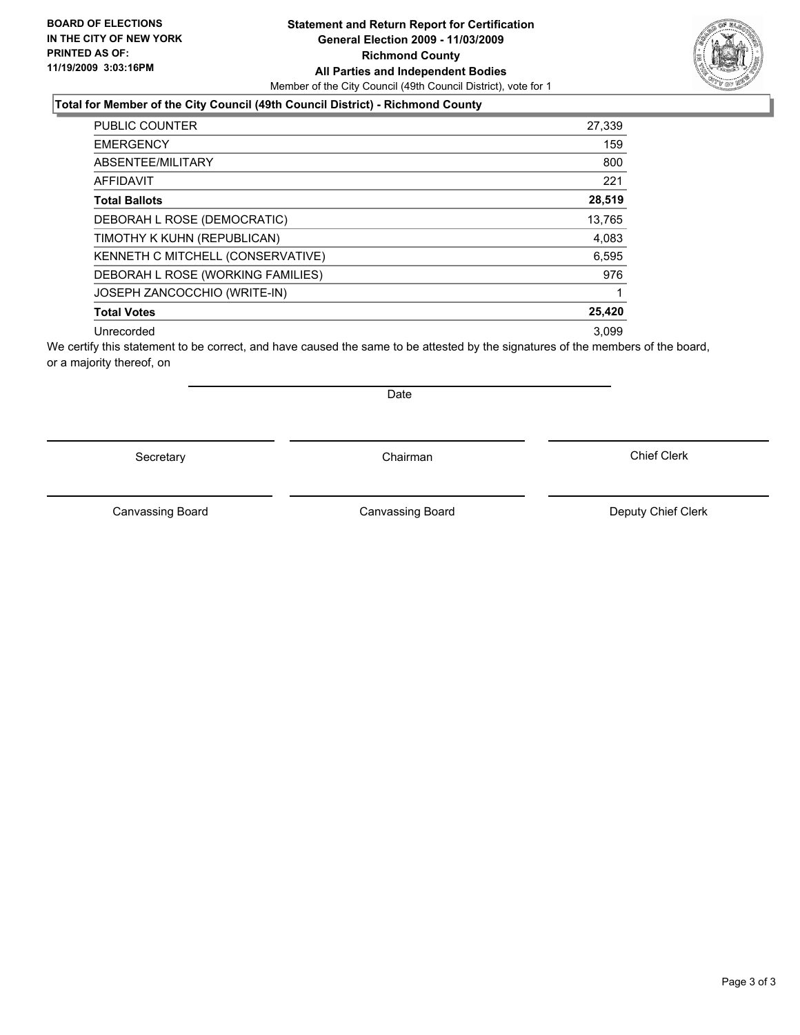**BOARD OF ELECTIONS IN THE CITY OF NEW YORK PRINTED AS OF: 11/19/2009 3:03:16PM**

# Statement and Return Report for Certification
## General Election 2009 - 11/03/2009
## Richmond County
## All Parties and Independent Bodies

Member of the City Council (49th Council District), vote for 1

**Total for Member of the City Council (49th Council District) - Richmond County**

| | |
|---|---|
| PUBLIC COUNTER | 27,339 |
| EMERGENCY | 159 |
| ABSENTEE/MILITARY | 800 |
| AFFIDAVIT | 221 |
| **Total Ballots** | **28,519** |
| DEBORAH L ROSE (DEMOCRATIC) | 13,765 |
| TIMOTHY K KUHN (REPUBLICAN) | 4,083 |
| KENNETH C MITCHELL (CONSERVATIVE) | 6,595 |
| DEBORAH L ROSE (WORKING FAMILIES) | 976 |
| JOSEPH ZANCOCCHIO (WRITE-IN) | 1 |
| **Total Votes** | **25,420** |
| Unrecorded | 3,099 |

We certify this statement to be correct, and have caused the same to be attested by the signatures of the members of the board, or a majority thereof, on

Date

Secretary

Chairman

Chief Clerk

Canvassing Board

Canvassing Board

Deputy Chief Clerk